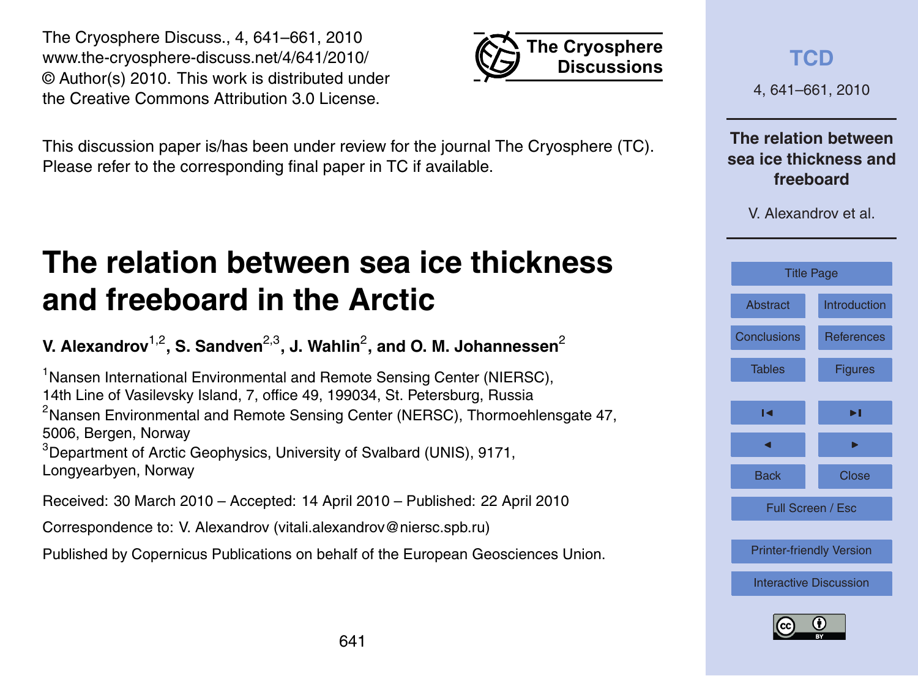The Cryosphere Discuss., 4, 641–661, 2010
www.the-cryosphere-discuss.net/4/641/2010/
© Author(s) 2010. This work is distributed under
the Creative Commons Attribution 3.0 License.

This discussion paper is/has been under review for the journal The Cryosphere (TC).
Please refer to the corresponding final paper in TC if available.

# The relation between sea ice thickness and freeboard in the Arctic

**V. Alexandrov[1,2], S. Sandven[2,3], J. Wahlin[2], and O. M. Johannessen[2]**

[1]Nansen International Environmental and Remote Sensing Center (NIERSC), 14th Line of Vasilevsky Island, 7, office 49, 199034, St. Petersburg, Russia
[2]Nansen Environmental and Remote Sensing Center (NERSC), Thormoehlensgate 47, 5006, Bergen, Norway
[3]Department of Arctic Geophysics, University of Svalbard (UNIS), 9171, Longyearbyen, Norway

Received: 30 March 2010 – Accepted: 14 April 2010 – Published: 22 April 2010

Correspondence to: V. Alexandrov (vitali.alexandrov@niersc.spb.ru)

Published by Copernicus Publications on behalf of the European Geosciences Union.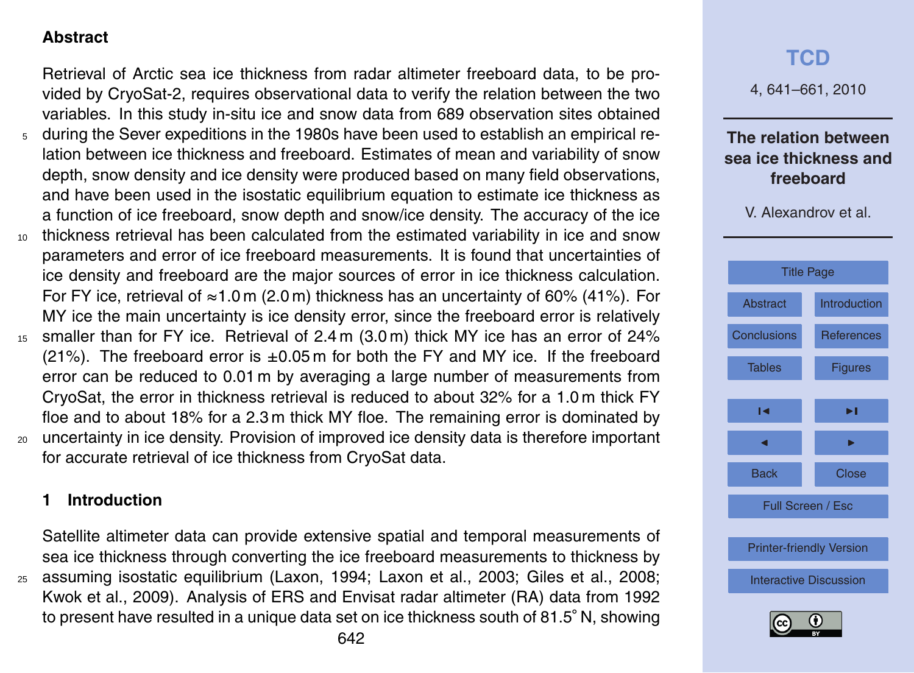## Abstract

Retrieval of Arctic sea ice thickness from radar altimeter freeboard data, to be provided by CryoSat-2, requires observational data to verify the relation between the two variables. In this study in-situ ice and snow data from 689 observation sites obtained during the Sever expeditions in the 1980s have been used to establish an empirical relation between ice thickness and freeboard. Estimates of mean and variability of snow depth, snow density and ice density were produced based on many field observations, and have been used in the isostatic equilibrium equation to estimate ice thickness as a function of ice freeboard, snow depth and snow/ice density. The accuracy of the ice thickness retrieval has been calculated from the estimated variability in ice and snow parameters and error of ice freeboard measurements. It is found that uncertainties of ice density and freeboard are the major sources of error in ice thickness calculation. For FY ice, retrieval of ≈1.0 m (2.0 m) thickness has an uncertainty of 60% (41%). For MY ice the main uncertainty is ice density error, since the freeboard error is relatively smaller than for FY ice. Retrieval of 2.4 m (3.0 m) thick MY ice has an error of 24% (21%). The freeboard error is ±0.05 m for both the FY and MY ice. If the freeboard error can be reduced to 0.01 m by averaging a large number of measurements from CryoSat, the error in thickness retrieval is reduced to about 32% for a 1.0 m thick FY floe and to about 18% for a 2.3 m thick MY floe. The remaining error is dominated by uncertainty in ice density. Provision of improved ice density data is therefore important for accurate retrieval of ice thickness from CryoSat data.

## 1 Introduction

Satellite altimeter data can provide extensive spatial and temporal measurements of sea ice thickness through converting the ice freeboard measurements to thickness by assuming isostatic equilibrium (Laxon, 1994; Laxon et al., 2003; Giles et al., 2008; Kwok et al., 2009). Analysis of ERS and Envisat radar altimeter (RA) data from 1992 to present have resulted in a unique data set on ice thickness south of 81.5° N, showing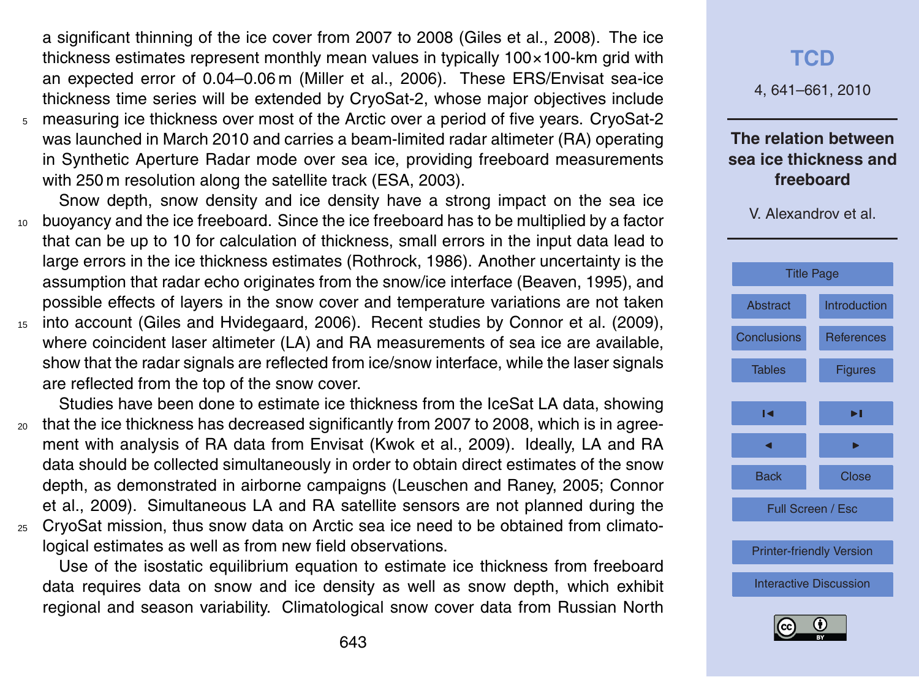a significant thinning of the ice cover from 2007 to 2008 (Giles et al., 2008). The ice thickness estimates represent monthly mean values in typically 100×100-km grid with an expected error of 0.04–0.06 m (Miller et al., 2006). These ERS/Envisat sea-ice thickness time series will be extended by CryoSat-2, whose major objectives include measuring ice thickness over most of the Arctic over a period of five years. CryoSat-2 was launched in March 2010 and carries a beam-limited radar altimeter (RA) operating in Synthetic Aperture Radar mode over sea ice, providing freeboard measurements with 250 m resolution along the satellite track (ESA, 2003).

Snow depth, snow density and ice density have a strong impact on the sea ice buoyancy and the ice freeboard. Since the ice freeboard has to be multiplied by a factor that can be up to 10 for calculation of thickness, small errors in the input data lead to large errors in the ice thickness estimates (Rothrock, 1986). Another uncertainty is the assumption that radar echo originates from the snow/ice interface (Beaven, 1995), and possible effects of layers in the snow cover and temperature variations are not taken into account (Giles and Hvidegaard, 2006). Recent studies by Connor et al. (2009), where coincident laser altimeter (LA) and RA measurements of sea ice are available, show that the radar signals are reflected from ice/snow interface, while the laser signals are reflected from the top of the snow cover.

Studies have been done to estimate ice thickness from the IceSat LA data, showing that the ice thickness has decreased significantly from 2007 to 2008, which is in agreement with analysis of RA data from Envisat (Kwok et al., 2009). Ideally, LA and RA data should be collected simultaneously in order to obtain direct estimates of the snow depth, as demonstrated in airborne campaigns (Leuschen and Raney, 2005; Connor et al., 2009). Simultaneous LA and RA satellite sensors are not planned during the CryoSat mission, thus snow data on Arctic sea ice need to be obtained from climatological estimates as well as from new field observations.

Use of the isostatic equilibrium equation to estimate ice thickness from freeboard data requires data on snow and ice density as well as snow depth, which exhibit regional and season variability. Climatological snow cover data from Russian North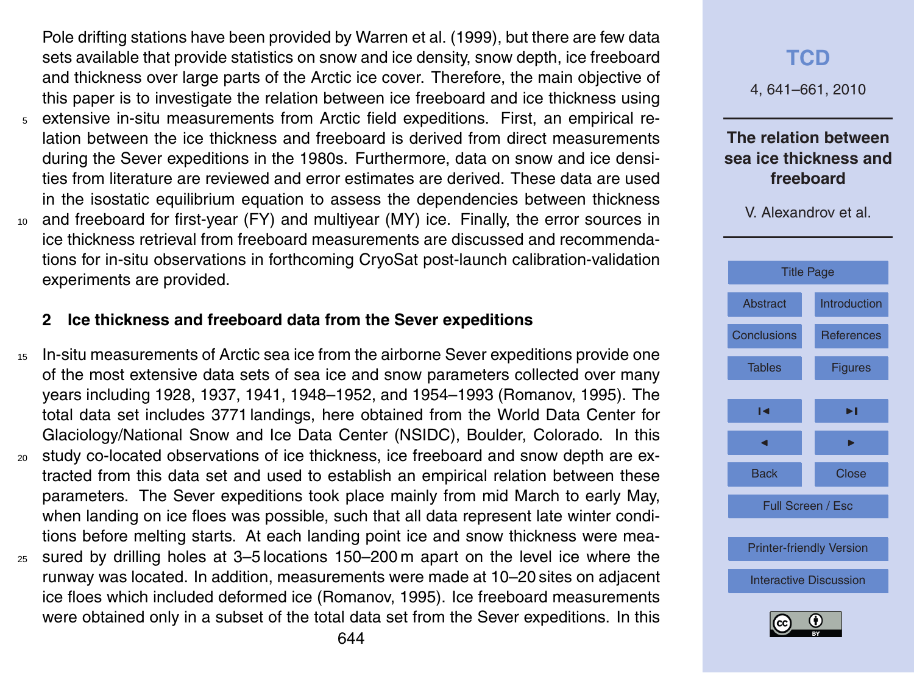Pole drifting stations have been provided by Warren et al. (1999), but there are few data sets available that provide statistics on snow and ice density, snow depth, ice freeboard and thickness over large parts of the Arctic ice cover. Therefore, the main objective of this paper is to investigate the relation between ice freeboard and ice thickness using extensive in-situ measurements from Arctic field expeditions. First, an empirical relation between the ice thickness and freeboard is derived from direct measurements during the Sever expeditions in the 1980s. Furthermore, data on snow and ice densities from literature are reviewed and error estimates are derived. These data are used in the isostatic equilibrium equation to assess the dependencies between thickness and freeboard for first-year (FY) and multiyear (MY) ice. Finally, the error sources in ice thickness retrieval from freeboard measurements are discussed and recommendations for in-situ observations in forthcoming CryoSat post-launch calibration-validation experiments are provided.

## 2 Ice thickness and freeboard data from the Sever expeditions

In-situ measurements of Arctic sea ice from the airborne Sever expeditions provide one of the most extensive data sets of sea ice and snow parameters collected over many years including 1928, 1937, 1941, 1948–1952, and 1954–1993 (Romanov, 1995). The total data set includes 3771 landings, here obtained from the World Data Center for Glaciology/National Snow and Ice Data Center (NSIDC), Boulder, Colorado. In this study co-located observations of ice thickness, ice freeboard and snow depth are extracted from this data set and used to establish an empirical relation between these parameters. The Sever expeditions took place mainly from mid March to early May, when landing on ice floes was possible, such that all data represent late winter conditions before melting starts. At each landing point ice and snow thickness were measured by drilling holes at 3–5 locations 150–200 m apart on the level ice where the runway was located. In addition, measurements were made at 10–20 sites on adjacent ice floes which included deformed ice (Romanov, 1995). Ice freeboard measurements were obtained only in a subset of the total data set from the Sever expeditions. In this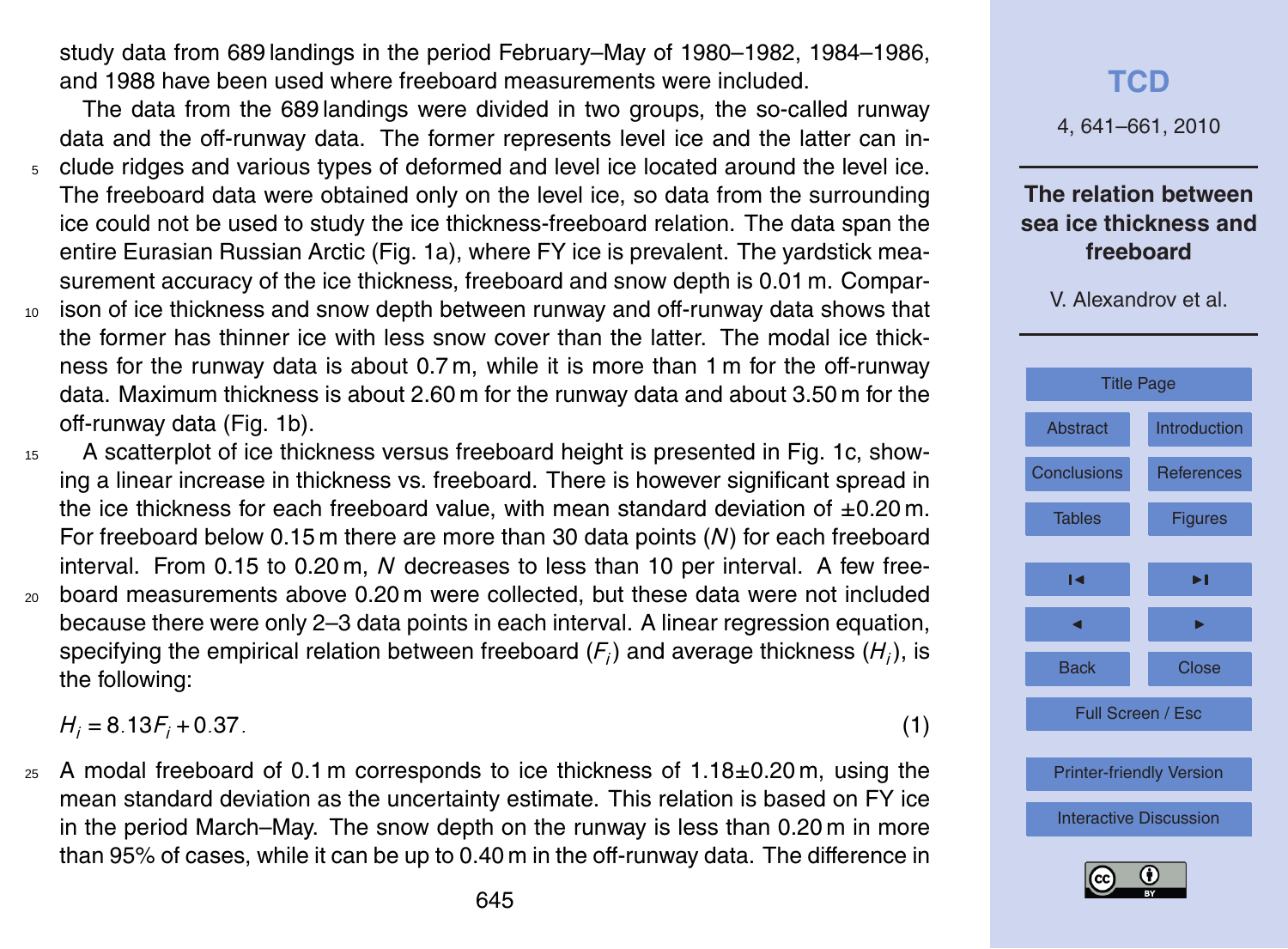study data from 689 landings in the period February–May of 1980–1982, 1984–1986, and 1988 have been used where freeboard measurements were included.

The data from the 689 landings were divided in two groups, the so-called runway data and the off-runway data. The former represents level ice and the latter can include ridges and various types of deformed and level ice located around the level ice. The freeboard data were obtained only on the level ice, so data from the surrounding ice could not be used to study the ice thickness-freeboard relation. The data span the entire Eurasian Russian Arctic (Fig. 1a), where FY ice is prevalent. The yardstick measurement accuracy of the ice thickness, freeboard and snow depth is 0.01 m. Comparison of ice thickness and snow depth between runway and off-runway data shows that the former has thinner ice with less snow cover than the latter. The modal ice thickness for the runway data is about 0.7 m, while it is more than 1 m for the off-runway data. Maximum thickness is about 2.60 m for the runway data and about 3.50 m for the off-runway data (Fig. 1b).

A scatterplot of ice thickness versus freeboard height is presented in Fig. 1c, showing a linear increase in thickness vs. freeboard. There is however significant spread in the ice thickness for each freeboard value, with mean standard deviation of ±0.20 m. For freeboard below 0.15 m there are more than 30 data points ($N$) for each freeboard interval. From 0.15 to 0.20 m, $N$ decreases to less than 10 per interval. A few freeboard measurements above 0.20 m were collected, but these data were not included because there were only 2–3 data points in each interval. A linear regression equation, specifying the empirical relation between freeboard ($F_i$) and average thickness ($H_i$), is the following:

$$H_i = 8.13 F_i + 0.37. \quad (1)$$

A modal freeboard of 0.1 m corresponds to ice thickness of 1.18±0.20 m, using the mean standard deviation as the uncertainty estimate. This relation is based on FY ice in the period March–May. The snow depth on the runway is less than 0.20 m in more than 95% of cases, while it can be up to 0.40 m in the off-runway data. The difference in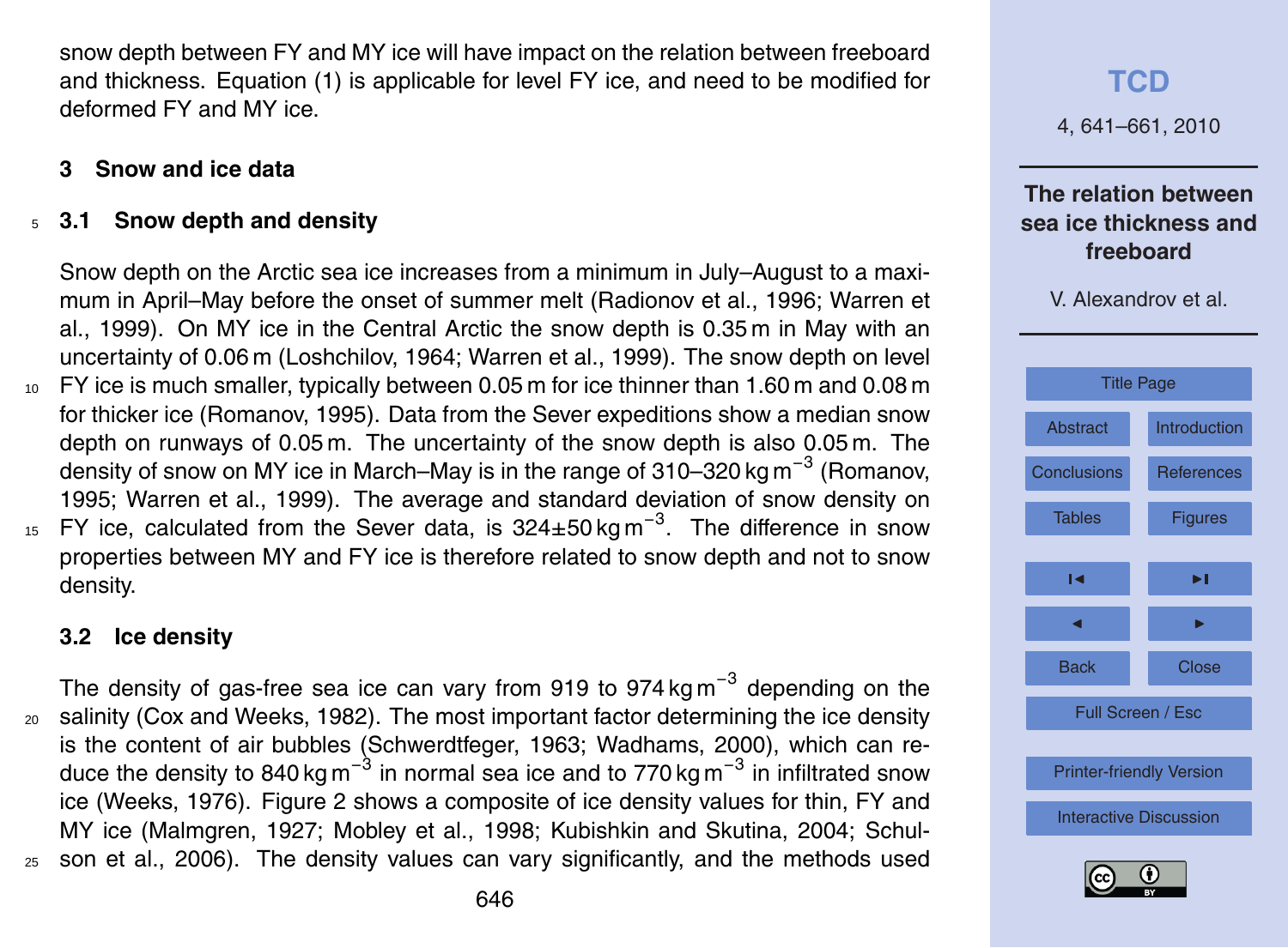snow depth between FY and MY ice will have impact on the relation between freeboard and thickness. Equation (1) is applicable for level FY ice, and need to be modified for deformed FY and MY ice.

## 3 Snow and ice data

### 3.1 Snow depth and density

Snow depth on the Arctic sea ice increases from a minimum in July–August to a maximum in April–May before the onset of summer melt (Radionov et al., 1996; Warren et al., 1999). On MY ice in the Central Arctic the snow depth is 0.35 m in May with an uncertainty of 0.06 m (Loshchilov, 1964; Warren et al., 1999). The snow depth on level FY ice is much smaller, typically between 0.05 m for ice thinner than 1.60 m and 0.08 m for thicker ice (Romanov, 1995). Data from the Sever expeditions show a median snow depth on runways of 0.05 m. The uncertainty of the snow depth is also 0.05 m. The density of snow on MY ice in March–May is in the range of 310–320 kg m$^{-3}$ (Romanov, 1995; Warren et al., 1999). The average and standard deviation of snow density on FY ice, calculated from the Sever data, is 324±50 kg m$^{-3}$. The difference in snow properties between MY and FY ice is therefore related to snow depth and not to snow density.

### 3.2 Ice density

The density of gas-free sea ice can vary from 919 to 974 kg m$^{-3}$ depending on the salinity (Cox and Weeks, 1982). The most important factor determining the ice density is the content of air bubbles (Schwerdtfeger, 1963; Wadhams, 2000), which can reduce the density to 840 kg m$^{-3}$ in normal sea ice and to 770 kg m$^{-3}$ in infiltrated snow ice (Weeks, 1976). Figure 2 shows a composite of ice density values for thin, FY and MY ice (Malmgren, 1927; Mobley et al., 1998; Kubishkin and Skutina, 2004; Schulson et al., 2006). The density values can vary significantly, and the methods used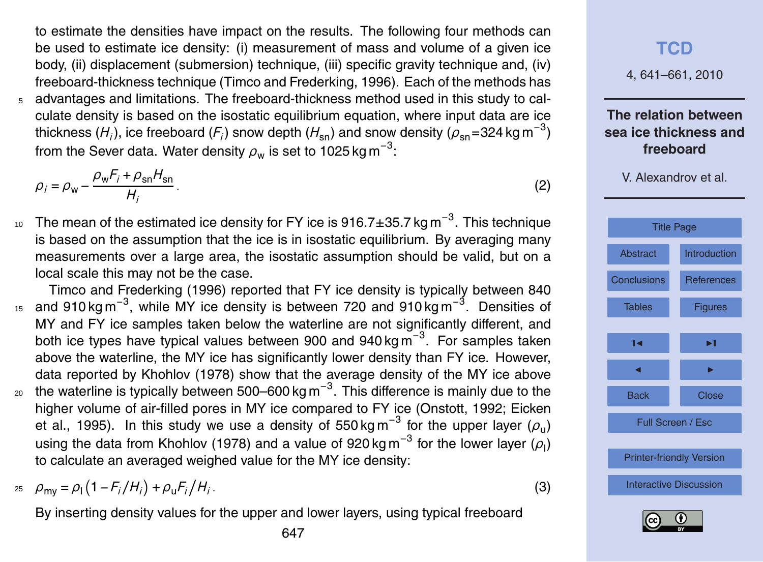to estimate the densities have impact on the results. The following four methods can be used to estimate ice density: (i) measurement of mass and volume of a given ice body, (ii) displacement (submersion) technique, (iii) specific gravity technique and, (iv) freeboard-thickness technique (Timco and Frederking, 1996). Each of the methods has advantages and limitations. The freeboard-thickness method used in this study to calculate density is based on the isostatic equilibrium equation, where input data are ice thickness ($H_i$), ice freeboard ($F_i$) snow depth ($H_{sn}$) and snow density ($\rho_{sn}$=324 kg m$^{-3}$) from the Sever data. Water density $\rho_w$ is set to 1025 kg m$^{-3}$:

$$\rho_i = \rho_w - \frac{\rho_w F_i + \rho_{sn} H_{sn}}{H_i}. \tag{2}$$

The mean of the estimated ice density for FY ice is 916.7±35.7 kg m$^{-3}$. This technique is based on the assumption that the ice is in isostatic equilibrium. By averaging many measurements over a large area, the isostatic assumption should be valid, but on a local scale this may not be the case.

Timco and Frederking (1996) reported that FY ice density is typically between 840 and 910 kg m$^{-3}$, while MY ice density is between 720 and 910 kg m$^{-3}$. Densities of MY and FY ice samples taken below the waterline are not significantly different, and both ice types have typical values between 900 and 940 kg m$^{-3}$. For samples taken above the waterline, the MY ice has significantly lower density than FY ice. However, data reported by Khohlov (1978) show that the average density of the MY ice above the waterline is typically between 500–600 kg m$^{-3}$. This difference is mainly due to the higher volume of air-filled pores in MY ice compared to FY ice (Onstott, 1992; Eicken et al., 1995). In this study we use a density of 550 kg m$^{-3}$ for the upper layer ($\rho_u$) using the data from Khohlov (1978) and a value of 920 kg m$^{-3}$ for the lower layer ($\rho_l$) to calculate an averaged weighed value for the MY ice density:

$$\rho_{my} = \rho_l \left(1 - F_i / H_i\right) + \rho_u F_i / H_i. \tag{3}$$

By inserting density values for the upper and lower layers, using typical freeboard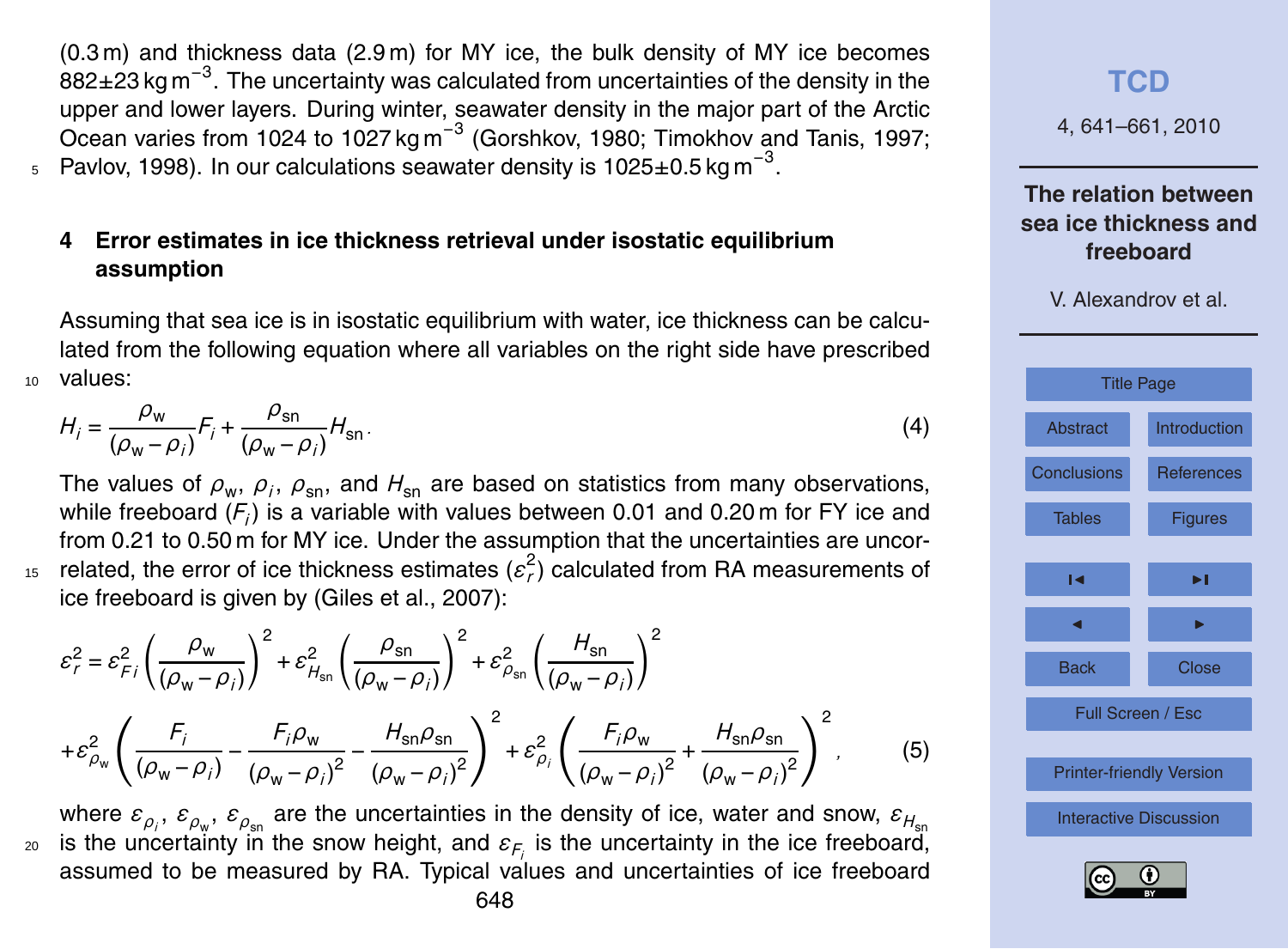(0.3 m) and thickness data (2.9 m) for MY ice, the bulk density of MY ice becomes $882 \pm 23\,\text{kg m}^{-3}$. The uncertainty was calculated from uncertainties of the density in the upper and lower layers. During winter, seawater density in the major part of the Arctic Ocean varies from 1024 to $1027\,\text{kg m}^{-3}$ (Gorshkov, 1980; Timokhov and Tanis, 1997; Pavlov, 1998). In our calculations seawater density is $1025 \pm 0.5\,\text{kg m}^{-3}$.

## 4 Error estimates in ice thickness retrieval under isostatic equilibrium assumption

Assuming that sea ice is in isostatic equilibrium with water, ice thickness can be calculated from the following equation where all variables on the right side have prescribed values:

$$H_i = \frac{\rho_\text{w}}{(\rho_\text{w} - \rho_i)} F_i + \frac{\rho_\text{sn}}{(\rho_\text{w} - \rho_i)} H_\text{sn}. \tag{4}$$

The values of $\rho_\text{w}$, $\rho_i$, $\rho_\text{sn}$, and $H_\text{sn}$ are based on statistics from many observations, while freeboard ($F_i$) is a variable with values between 0.01 and 0.20 m for FY ice and from 0.21 to 0.50 m for MY ice. Under the assumption that the uncertainties are uncorrelated, the error of ice thickness estimates ($\varepsilon_r^2$) calculated from RA measurements of ice freeboard is given by (Giles et al., 2007):

$$\varepsilon_r^2 = \varepsilon_{Fi}^2 \left( \frac{\rho_\text{w}}{(\rho_\text{w} - \rho_i)} \right)^2 + \varepsilon_{H_\text{sn}}^2 \left( \frac{\rho_\text{sn}}{(\rho_\text{w} - \rho_i)} \right)^2 + \varepsilon_{\rho_\text{sn}}^2 \left( \frac{H_\text{sn}}{(\rho_\text{w} - \rho_i)} \right)^2$$
$$+ \varepsilon_{\rho_\text{w}}^2 \left( \frac{F_i}{(\rho_\text{w} - \rho_i)} - \frac{F_i \rho_\text{w}}{(\rho_\text{w} - \rho_i)^2} - \frac{H_\text{sn} \rho_\text{sn}}{(\rho_\text{w} - \rho_i)^2} \right)^2 + \varepsilon_{\rho_i}^2 \left( \frac{F_i \rho_\text{w}}{(\rho_\text{w} - \rho_i)^2} + \frac{H_\text{sn} \rho_\text{sn}}{(\rho_\text{w} - \rho_i)^2} \right)^2, \tag{5}$$

where $\varepsilon_{\rho_i}$, $\varepsilon_{\rho_\text{w}}$, $\varepsilon_{\rho_\text{sn}}$ are the uncertainties in the density of ice, water and snow, $\varepsilon_{H_\text{sn}}$ is the uncertainty in the snow height, and $\varepsilon_{F_i}$ is the uncertainty in the ice freeboard, assumed to be measured by RA. Typical values and uncertainties of ice freeboard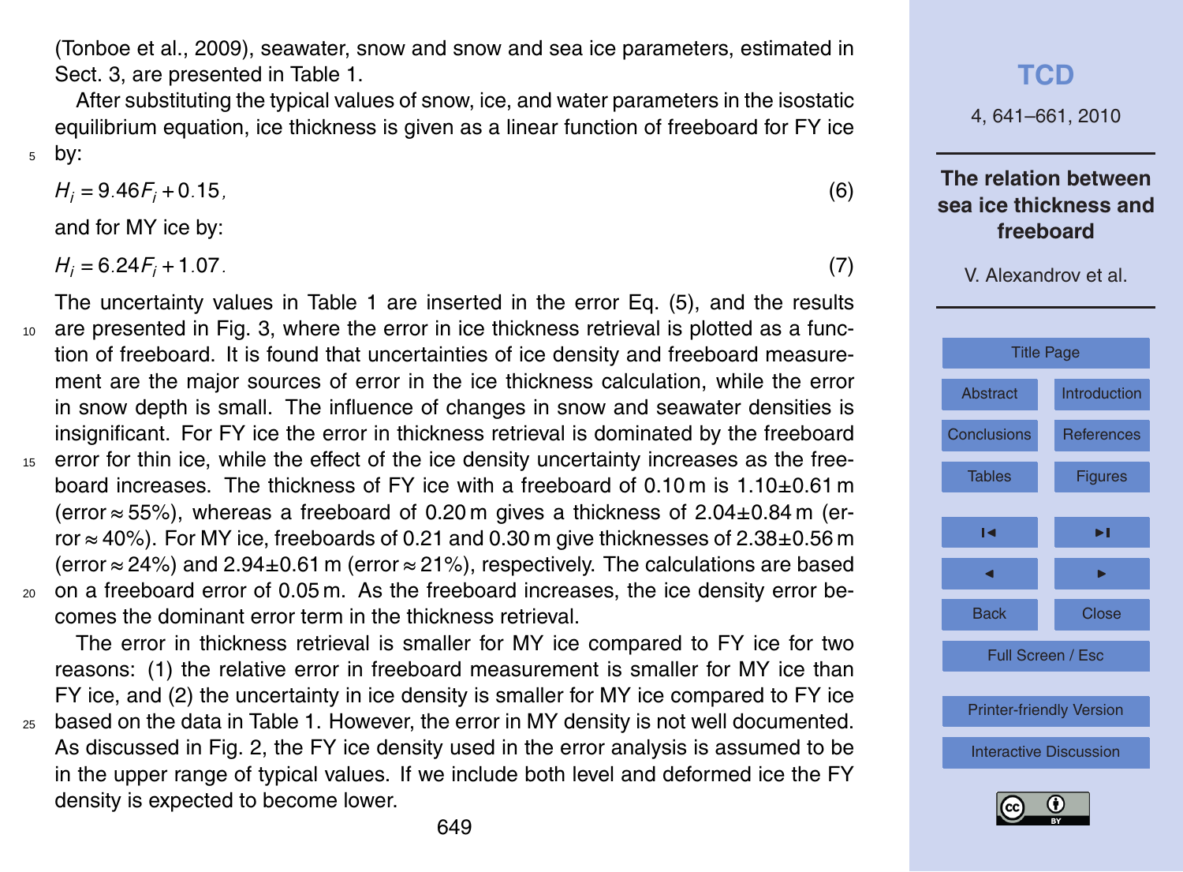(Tonboe et al., 2009), seawater, snow and snow and sea ice parameters, estimated in Sect. 3, are presented in Table 1.

After substituting the typical values of snow, ice, and water parameters in the isostatic equilibrium equation, ice thickness is given as a linear function of freeboard for FY ice by:

$$H_i = 9.46F_i + 0.15, \tag{6}$$

and for MY ice by:

$$H_i = 6.24F_i + 1.07. \tag{7}$$

The uncertainty values in Table 1 are inserted in the error Eq. (5), and the results are presented in Fig. 3, where the error in ice thickness retrieval is plotted as a function of freeboard. It is found that uncertainties of ice density and freeboard measurement are the major sources of error in the ice thickness calculation, while the error in snow depth is small. The influence of changes in snow and seawater densities is insignificant. For FY ice the error in thickness retrieval is dominated by the freeboard error for thin ice, while the effect of the ice density uncertainty increases as the freeboard increases. The thickness of FY ice with a freeboard of 0.10 m is 1.10±0.61 m (error ≈ 55%), whereas a freeboard of 0.20 m gives a thickness of 2.04±0.84 m (error ≈ 40%). For MY ice, freeboards of 0.21 and 0.30 m give thicknesses of 2.38±0.56 m (error ≈ 24%) and 2.94±0.61 m (error ≈ 21%), respectively. The calculations are based on a freeboard error of 0.05 m. As the freeboard increases, the ice density error becomes the dominant error term in the thickness retrieval.

The error in thickness retrieval is smaller for MY ice compared to FY ice for two reasons: (1) the relative error in freeboard measurement is smaller for MY ice than FY ice, and (2) the uncertainty in ice density is smaller for MY ice compared to FY ice based on the data in Table 1. However, the error in MY density is not well documented. As discussed in Fig. 2, the FY ice density used in the error analysis is assumed to be in the upper range of typical values. If we include both level and deformed ice the FY density is expected to become lower.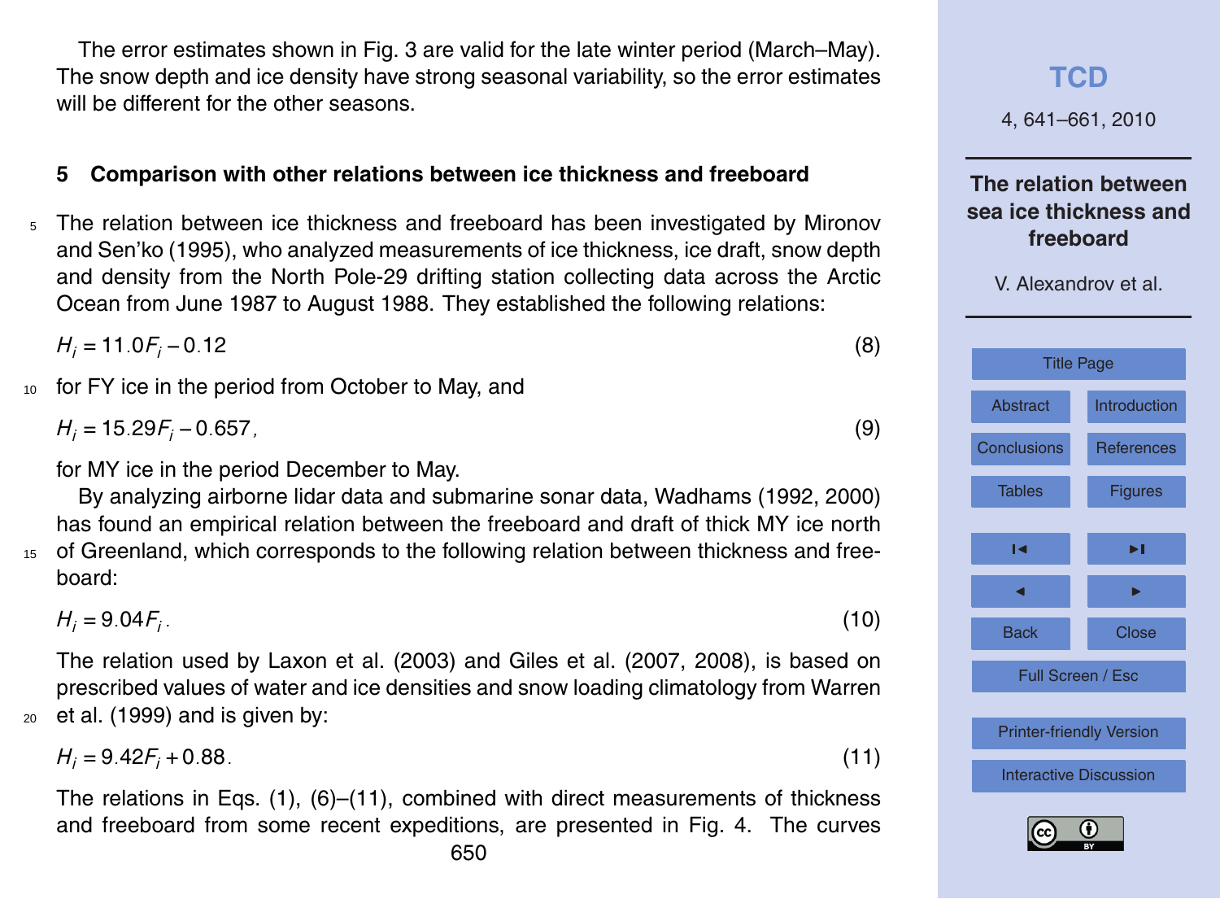The error estimates shown in Fig. 3 are valid for the late winter period (March–May). The snow depth and ice density have strong seasonal variability, so the error estimates will be different for the other seasons.

## 5 Comparison with other relations between ice thickness and freeboard

The relation between ice thickness and freeboard has been investigated by Mironov and Sen'ko (1995), who analyzed measurements of ice thickness, ice draft, snow depth and density from the North Pole-29 drifting station collecting data across the Arctic Ocean from June 1987 to August 1988. They established the following relations:

$$H_i = 11.0F_i - 0.12 \tag{8}$$

for FY ice in the period from October to May, and

$$H_i = 15.29F_i - 0.657, \tag{9}$$

for MY ice in the period December to May.

By analyzing airborne lidar data and submarine sonar data, Wadhams (1992, 2000) has found an empirical relation between the freeboard and draft of thick MY ice north of Greenland, which corresponds to the following relation between thickness and freeboard:

$$H_i = 9.04F_i. \tag{10}$$

The relation used by Laxon et al. (2003) and Giles et al. (2007, 2008), is based on prescribed values of water and ice densities and snow loading climatology from Warren et al. (1999) and is given by:

$$H_i = 9.42F_i + 0.88. \tag{11}$$

The relations in Eqs. (1), (6)–(11), combined with direct measurements of thickness and freeboard from some recent expeditions, are presented in Fig. 4. The curves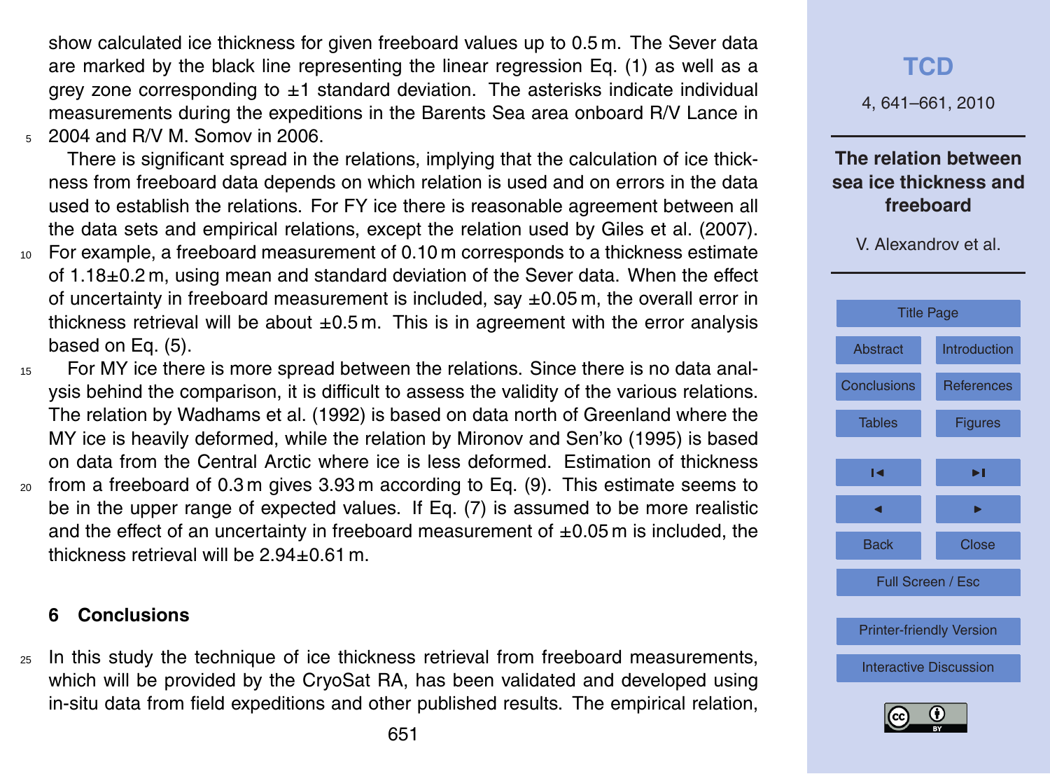show calculated ice thickness for given freeboard values up to 0.5 m. The Sever data are marked by the black line representing the linear regression Eq. (1) as well as a grey zone corresponding to $\pm 1$ standard deviation. The asterisks indicate individual measurements during the expeditions in the Barents Sea area onboard R/V Lance in 2004 and R/V M. Somov in 2006.

There is significant spread in the relations, implying that the calculation of ice thickness from freeboard data depends on which relation is used and on errors in the data used to establish the relations. For FY ice there is reasonable agreement between all the data sets and empirical relations, except the relation used by Giles et al. (2007). For example, a freeboard measurement of 0.10 m corresponds to a thickness estimate of $1.18 \pm 0.2$ m, using mean and standard deviation of the Sever data. When the effect of uncertainty in freeboard measurement is included, say $\pm 0.05$ m, the overall error in thickness retrieval will be about $\pm 0.5$ m. This is in agreement with the error analysis based on Eq. (5).

For MY ice there is more spread between the relations. Since there is no data analysis behind the comparison, it is difficult to assess the validity of the various relations. The relation by Wadhams et al. (1992) is based on data north of Greenland where the MY ice is heavily deformed, while the relation by Mironov and Sen'ko (1995) is based on data from the Central Arctic where ice is less deformed. Estimation of thickness from a freeboard of 0.3 m gives 3.93 m according to Eq. (9). This estimate seems to be in the upper range of expected values. If Eq. (7) is assumed to be more realistic and the effect of an uncertainty in freeboard measurement of $\pm 0.05$ m is included, the thickness retrieval will be $2.94 \pm 0.61$ m.

## 6 Conclusions

In this study the technique of ice thickness retrieval from freeboard measurements, which will be provided by the CryoSat RA, has been validated and developed using in-situ data from field expeditions and other published results. The empirical relation,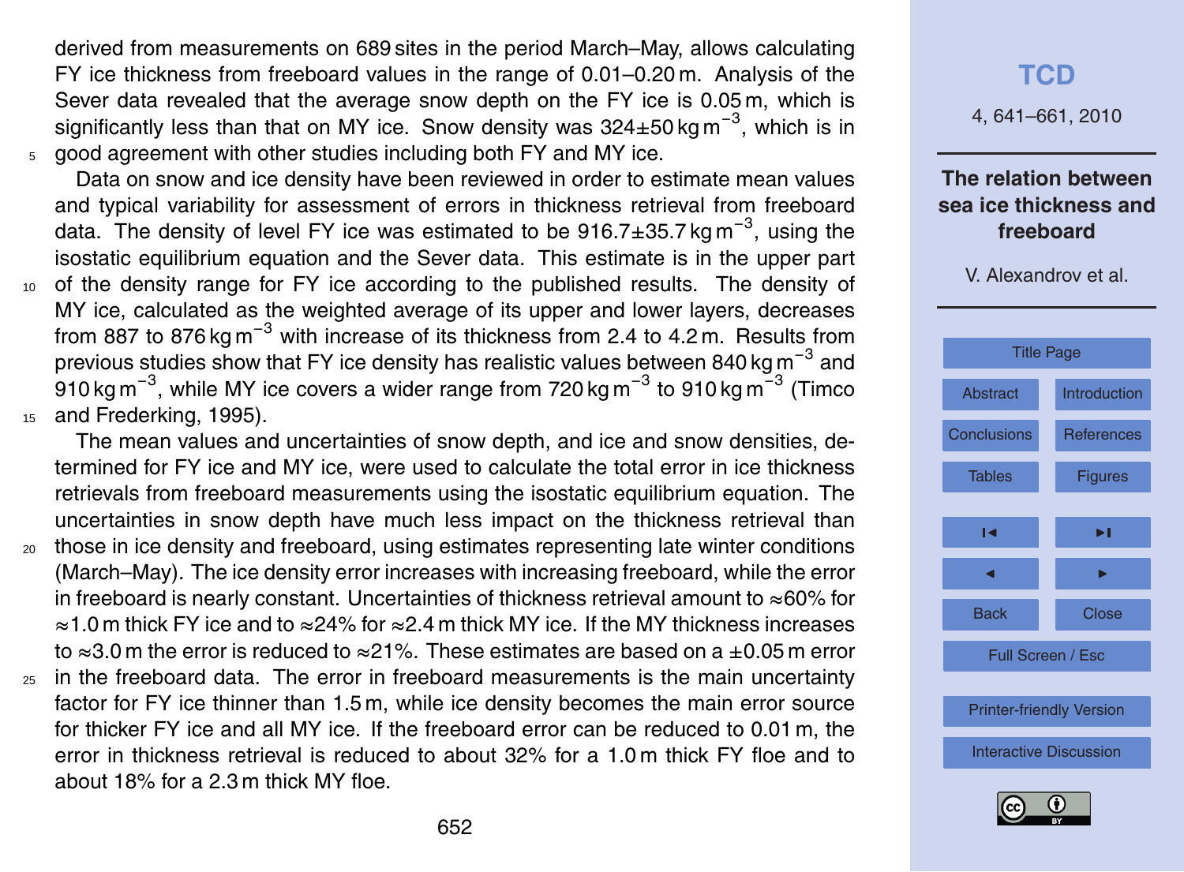derived from measurements on 689 sites in the period March–May, allows calculating FY ice thickness from freeboard values in the range of 0.01–0.20 m. Analysis of the Sever data revealed that the average snow depth on the FY ice is 0.05 m, which is significantly less than that on MY ice. Snow density was $324\pm50$ kg m$^{-3}$, which is in good agreement with other studies including both FY and MY ice.

Data on snow and ice density have been reviewed in order to estimate mean values and typical variability for assessment of errors in thickness retrieval from freeboard data. The density of level FY ice was estimated to be $916.7\pm35.7$ kg m$^{-3}$, using the isostatic equilibrium equation and the Sever data. This estimate is in the upper part of the density range for FY ice according to the published results. The density of MY ice, calculated as the weighted average of its upper and lower layers, decreases from 887 to 876 kg m$^{-3}$ with increase of its thickness from 2.4 to 4.2 m. Results from previous studies show that FY ice density has realistic values between 840 kg m$^{-3}$ and 910 kg m$^{-3}$, while MY ice covers a wider range from 720 kg m$^{-3}$ to 910 kg m$^{-3}$ (Timco and Frederking, 1995).

The mean values and uncertainties of snow depth, and ice and snow densities, determined for FY ice and MY ice, were used to calculate the total error in ice thickness retrievals from freeboard measurements using the isostatic equilibrium equation. The uncertainties in snow depth have much less impact on the thickness retrieval than those in ice density and freeboard, using estimates representing late winter conditions (March–May). The ice density error increases with increasing freeboard, while the error in freeboard is nearly constant. Uncertainties of thickness retrieval amount to ≈60% for ≈1.0 m thick FY ice and to ≈24% for ≈2.4 m thick MY ice. If the MY thickness increases to ≈3.0 m the error is reduced to ≈21%. These estimates are based on a $\pm0.05$ m error in the freeboard data. The error in freeboard measurements is the main uncertainty factor for FY ice thinner than 1.5 m, while ice density becomes the main error source for thicker FY ice and all MY ice. If the freeboard error can be reduced to 0.01 m, the error in thickness retrieval is reduced to about 32% for a 1.0 m thick FY floe and to about 18% for a 2.3 m thick MY floe.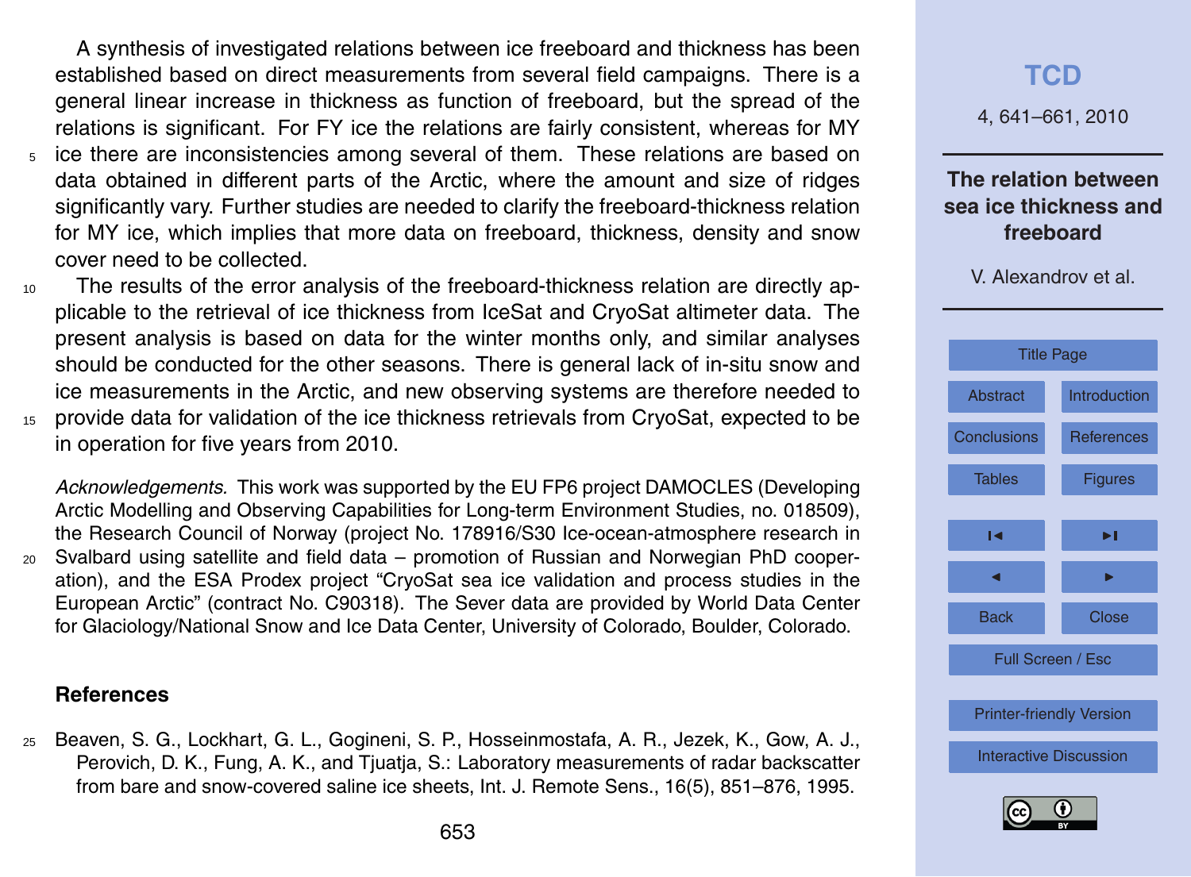A synthesis of investigated relations between ice freeboard and thickness has been established based on direct measurements from several field campaigns. There is a general linear increase in thickness as function of freeboard, but the spread of the relations is significant. For FY ice the relations are fairly consistent, whereas for MY ice there are inconsistencies among several of them. These relations are based on data obtained in different parts of the Arctic, where the amount and size of ridges significantly vary. Further studies are needed to clarify the freeboard-thickness relation for MY ice, which implies that more data on freeboard, thickness, density and snow cover need to be collected.

The results of the error analysis of the freeboard-thickness relation are directly applicable to the retrieval of ice thickness from IceSat and CryoSat altimeter data. The present analysis is based on data for the winter months only, and similar analyses should be conducted for the other seasons. There is general lack of in-situ snow and ice measurements in the Arctic, and new observing systems are therefore needed to provide data for validation of the ice thickness retrievals from CryoSat, expected to be in operation for five years from 2010.

*Acknowledgements.* This work was supported by the EU FP6 project DAMOCLES (Developing Arctic Modelling and Observing Capabilities for Long-term Environment Studies, no. 018509), the Research Council of Norway (project No. 178916/S30 Ice-ocean-atmosphere research in Svalbard using satellite and field data – promotion of Russian and Norwegian PhD cooperation), and the ESA Prodex project "CryoSat sea ice validation and process studies in the European Arctic" (contract No. C90318). The Sever data are provided by World Data Center for Glaciology/National Snow and Ice Data Center, University of Colorado, Boulder, Colorado.

## References

Beaven, S. G., Lockhart, G. L., Gogineni, S. P., Hosseinmostafa, A. R., Jezek, K., Gow, A. J., Perovich, D. K., Fung, A. K., and Tjuatja, S.: Laboratory measurements of radar backscatter from bare and snow-covered saline ice sheets, Int. J. Remote Sens., 16(5), 851–876, 1995.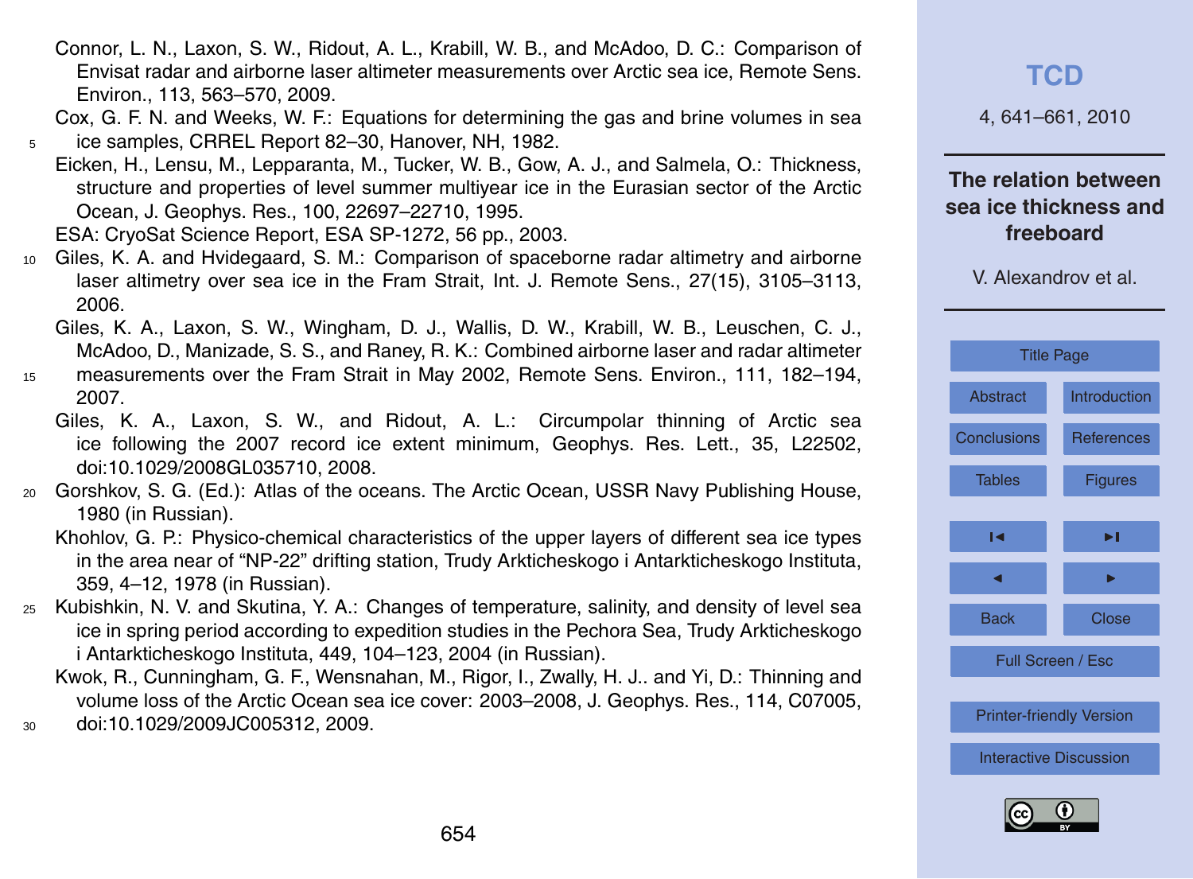Connor, L. N., Laxon, S. W., Ridout, A. L., Krabill, W. B., and McAdoo, D. C.: Comparison of Envisat radar and airborne laser altimeter measurements over Arctic sea ice, Remote Sens. Environ., 113, 563–570, 2009.

Cox, G. F. N. and Weeks, W. F.: Equations for determining the gas and brine volumes in sea ice samples, CRREL Report 82–30, Hanover, NH, 1982.

Eicken, H., Lensu, M., Lepparanta, M., Tucker, W. B., Gow, A. J., and Salmela, O.: Thickness, structure and properties of level summer multiyear ice in the Eurasian sector of the Arctic Ocean, J. Geophys. Res., 100, 22697–22710, 1995.

ESA: CryoSat Science Report, ESA SP-1272, 56 pp., 2003.

Giles, K. A. and Hvidegaard, S. M.: Comparison of spaceborne radar altimetry and airborne laser altimetry over sea ice in the Fram Strait, Int. J. Remote Sens., 27(15), 3105–3113, 2006.

Giles, K. A., Laxon, S. W., Wingham, D. J., Wallis, D. W., Krabill, W. B., Leuschen, C. J., McAdoo, D., Manizade, S. S., and Raney, R. K.: Combined airborne laser and radar altimeter measurements over the Fram Strait in May 2002, Remote Sens. Environ., 111, 182–194, 2007.

Giles, K. A., Laxon, S. W., and Ridout, A. L.: Circumpolar thinning of Arctic sea ice following the 2007 record ice extent minimum, Geophys. Res. Lett., 35, L22502, doi:10.1029/2008GL035710, 2008.

Gorshkov, S. G. (Ed.): Atlas of the oceans. The Arctic Ocean, USSR Navy Publishing House, 1980 (in Russian).

Khohlov, G. P.: Physico-chemical characteristics of the upper layers of different sea ice types in the area near of "NP-22" drifting station, Trudy Arkticheskogo i Antarkticheskogo Instituta, 359, 4–12, 1978 (in Russian).

Kubishkin, N. V. and Skutina, Y. A.: Changes of temperature, salinity, and density of level sea ice in spring period according to expedition studies in the Pechora Sea, Trudy Arkticheskogo i Antarkticheskogo Instituta, 449, 104–123, 2004 (in Russian).

Kwok, R., Cunningham, G. F., Wensnahan, M., Rigor, I., Zwally, H. J.. and Yi, D.: Thinning and volume loss of the Arctic Ocean sea ice cover: 2003–2008, J. Geophys. Res., 114, C07005, doi:10.1029/2009JC005312, 2009.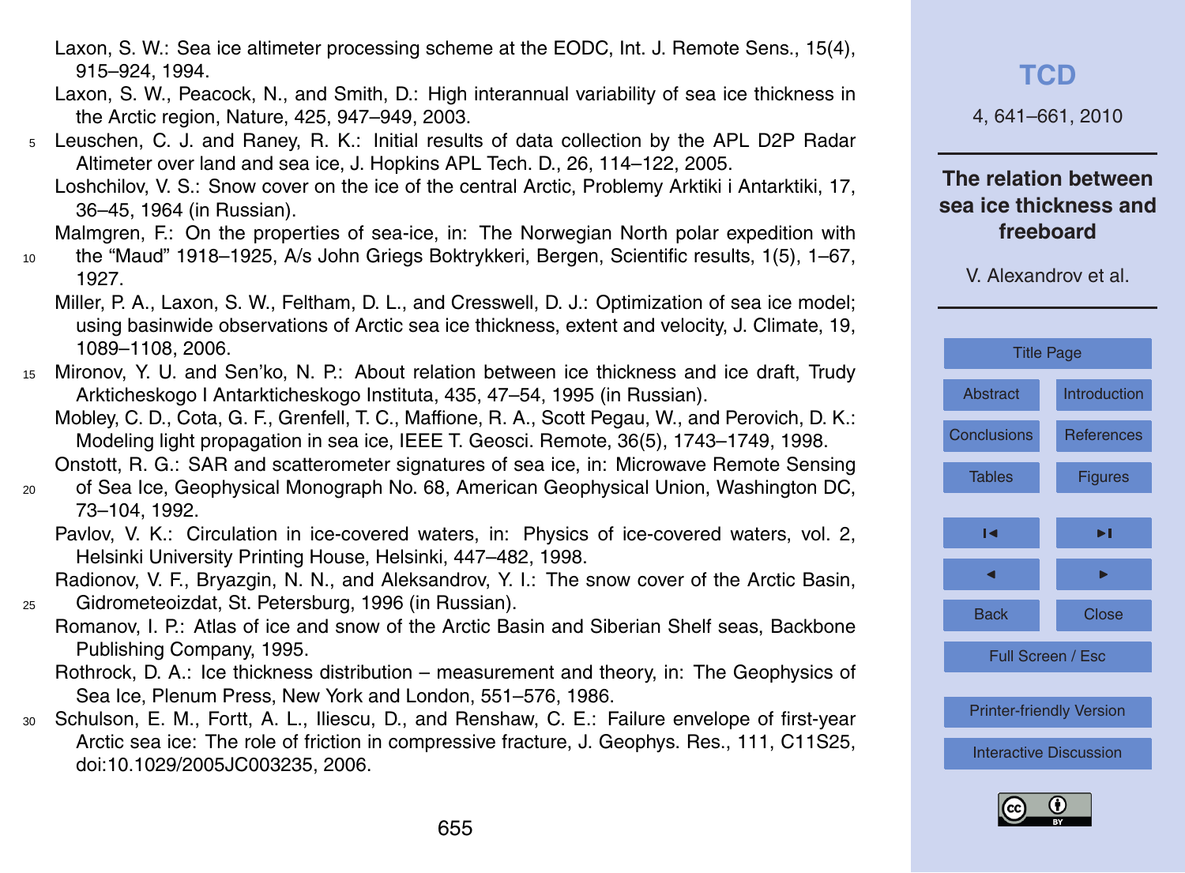Laxon, S. W.: Sea ice altimeter processing scheme at the EODC, Int. J. Remote Sens., 15(4), 915–924, 1994.

Laxon, S. W., Peacock, N., and Smith, D.: High interannual variability of sea ice thickness in the Arctic region, Nature, 425, 947–949, 2003.

Leuschen, C. J. and Raney, R. K.: Initial results of data collection by the APL D2P Radar Altimeter over land and sea ice, J. Hopkins APL Tech. D., 26, 114–122, 2005.

Loshchilov, V. S.: Snow cover on the ice of the central Arctic, Problemy Arktiki i Antarktiki, 17, 36–45, 1964 (in Russian).

Malmgren, F.: On the properties of sea-ice, in: The Norwegian North polar expedition with the "Maud" 1918–1925, A/s John Griegs Boktrykkeri, Bergen, Scientific results, 1(5), 1–67, 1927.

Miller, P. A., Laxon, S. W., Feltham, D. L., and Cresswell, D. J.: Optimization of sea ice model; using basinwide observations of Arctic sea ice thickness, extent and velocity, J. Climate, 19, 1089–1108, 2006.

Mironov, Y. U. and Sen'ko, N. P.: About relation between ice thickness and ice draft, Trudy Arkticheskogo I Antarkticheskogo Instituta, 435, 47–54, 1995 (in Russian).

Mobley, C. D., Cota, G. F., Grenfell, T. C., Maffione, R. A., Scott Pegau, W., and Perovich, D. K.: Modeling light propagation in sea ice, IEEE T. Geosci. Remote, 36(5), 1743–1749, 1998.

Onstott, R. G.: SAR and scatterometer signatures of sea ice, in: Microwave Remote Sensing of Sea Ice, Geophysical Monograph No. 68, American Geophysical Union, Washington DC, 73–104, 1992.

Pavlov, V. K.: Circulation in ice-covered waters, in: Physics of ice-covered waters, vol. 2, Helsinki University Printing House, Helsinki, 447–482, 1998.

Radionov, V. F., Bryazgin, N. N., and Aleksandrov, Y. I.: The snow cover of the Arctic Basin, Gidrometeoizdat, St. Petersburg, 1996 (in Russian).

Romanov, I. P.: Atlas of ice and snow of the Arctic Basin and Siberian Shelf seas, Backbone Publishing Company, 1995.

Rothrock, D. A.: Ice thickness distribution – measurement and theory, in: The Geophysics of Sea Ice, Plenum Press, New York and London, 551–576, 1986.

Schulson, E. M., Fortt, A. L., Iliescu, D., and Renshaw, C. E.: Failure envelope of first-year Arctic sea ice: The role of friction in compressive fracture, J. Geophys. Res., 111, C11S25, doi:10.1029/2005JC003235, 2006.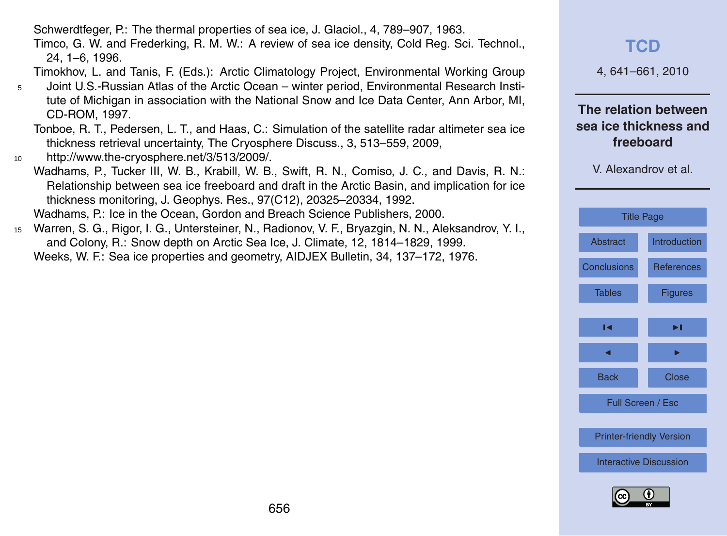Schwerdtfeger, P.: The thermal properties of sea ice, J. Glaciol., 4, 789–907, 1963.

Timco, G. W. and Frederking, R. M. W.: A review of sea ice density, Cold Reg. Sci. Technol., 24, 1–6, 1996.

Timokhov, L. and Tanis, F. (Eds.): Arctic Climatology Project, Environmental Working Group Joint U.S.-Russian Atlas of the Arctic Ocean – winter period, Environmental Research Institute of Michigan in association with the National Snow and Ice Data Center, Ann Arbor, MI, CD-ROM, 1997.

Tonboe, R. T., Pedersen, L. T., and Haas, C.: Simulation of the satellite radar altimeter sea ice thickness retrieval uncertainty, The Cryosphere Discuss., 3, 513–559, 2009, http://www.the-cryosphere.net/3/513/2009/.

Wadhams, P., Tucker III, W. B., Krabill, W. B., Swift, R. N., Comiso, J. C., and Davis, R. N.: Relationship between sea ice freeboard and draft in the Arctic Basin, and implication for ice thickness monitoring, J. Geophys. Res., 97(C12), 20325–20334, 1992.

Wadhams, P.: Ice in the Ocean, Gordon and Breach Science Publishers, 2000.

Warren, S. G., Rigor, I. G., Untersteiner, N., Radionov, V. F., Bryazgin, N. N., Aleksandrov, Y. I., and Colony, R.: Snow depth on Arctic Sea Ice, J. Climate, 12, 1814–1829, 1999.

Weeks, W. F.: Sea ice properties and geometry, AIDJEX Bulletin, 34, 137–172, 1976.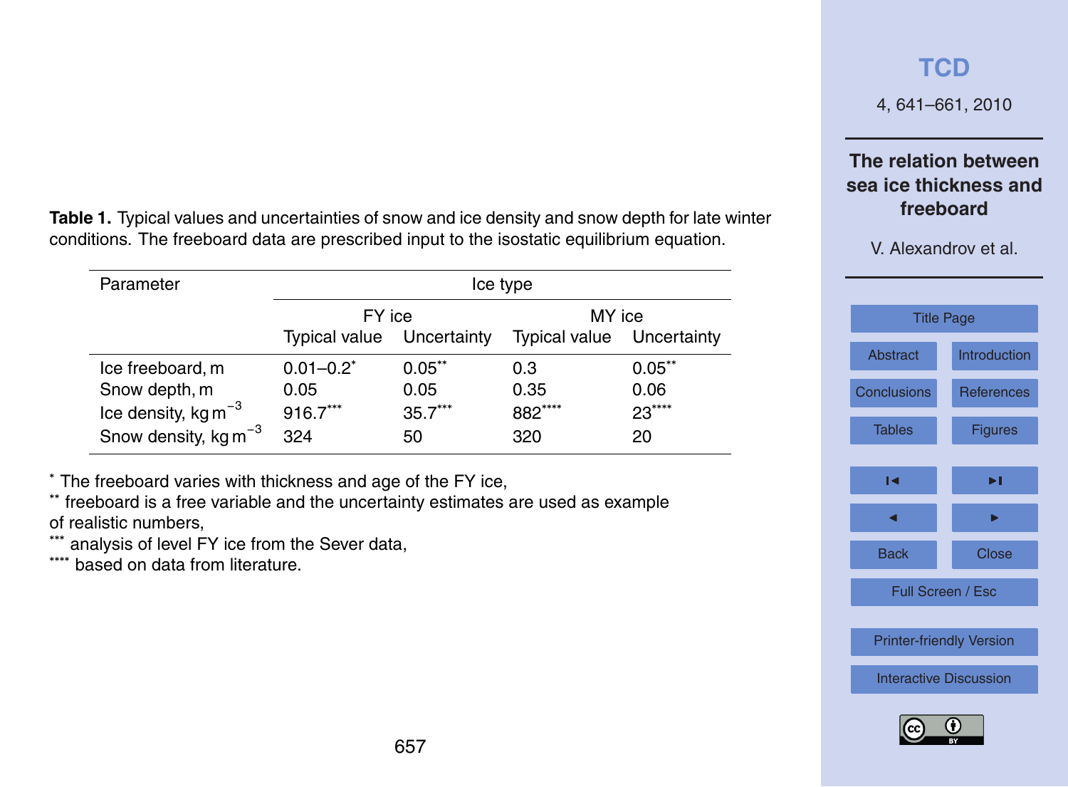**Table 1.** Typical values and uncertainties of snow and ice density and snow depth for late winter conditions. The freeboard data are prescribed input to the isostatic equilibrium equation.

| Parameter | Ice type | | | |
|---|---|---|---|---|
| | FY ice | | MY ice | |
| | Typical value | Uncertainty | Typical value | Uncertainty |
| Ice freeboard, m | 0.01–0.2* | 0.05** | 0.3 | 0.05** |
| Snow depth, m | 0.05 | 0.05 | 0.35 | 0.06 |
| Ice density, kg $m^{-3}$ | 916.7*** | 35.7*** | 882**** | 23**** |
| Snow density, kg $m^{-3}$ | 324 | 50 | 320 | 20 |

\* The freeboard varies with thickness and age of the FY ice,
\** freeboard is a free variable and the uncertainty estimates are used as example of realistic numbers,
\*** analysis of level FY ice from the Sever data,
\**** based on data from literature.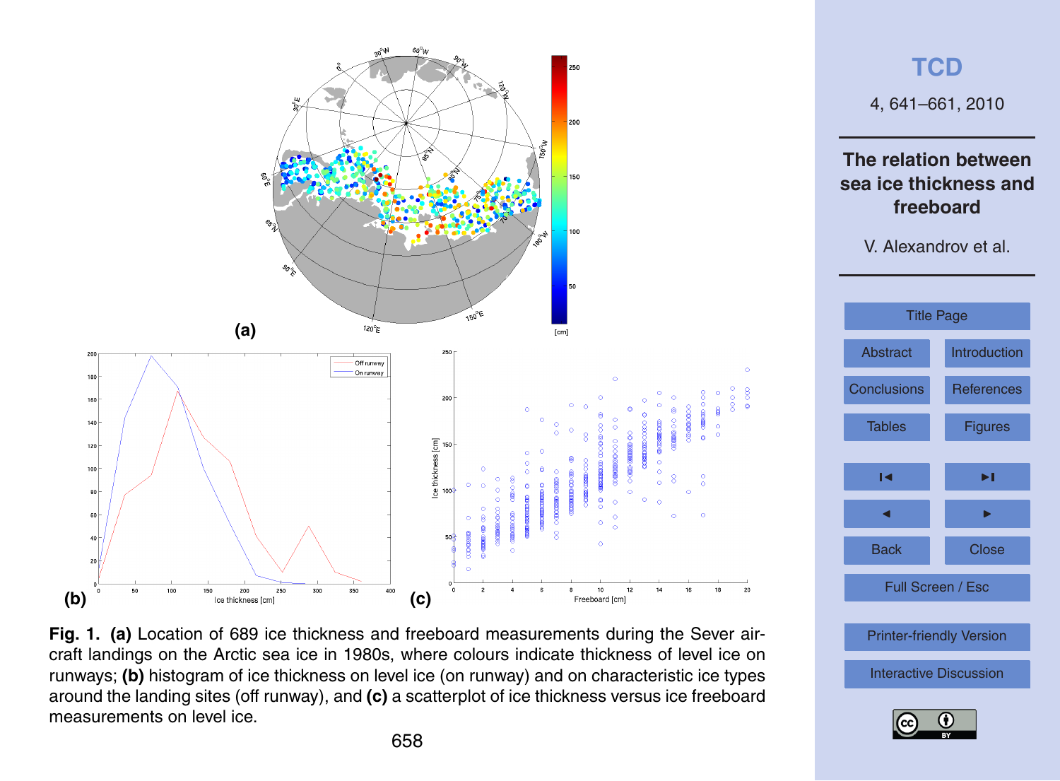(a)

250

200

150

100

50

[cm]

30°W 60°W 90°W 120°W 150°W 180°W 0° 30°E 60°E 90°E 120°E 150°E 65°N 70°N 75°N 80°N 85°N

(b)

Off runway
On runway

Ice thickness [cm]

0 50 100 150 200 250 300 350 400

0 20 40 60 80 100 120 140 160 180 200

(c)

Ice thickness [cm]

Freeboard [cm]

0 2 4 6 8 10 12 14 16 18 20

0 50 100 150 200 250

**Fig. 1.** **(a)** Location of 689 ice thickness and freeboard measurements during the Sever aircraft landings on the Arctic sea ice in 1980s, where colours indicate thickness of level ice on runways; **(b)** histogram of ice thickness on level ice (on runway) and on characteristic ice types around the landing sites (off runway), and **(c)** a scatterplot of ice thickness versus ice freeboard measurements on level ice.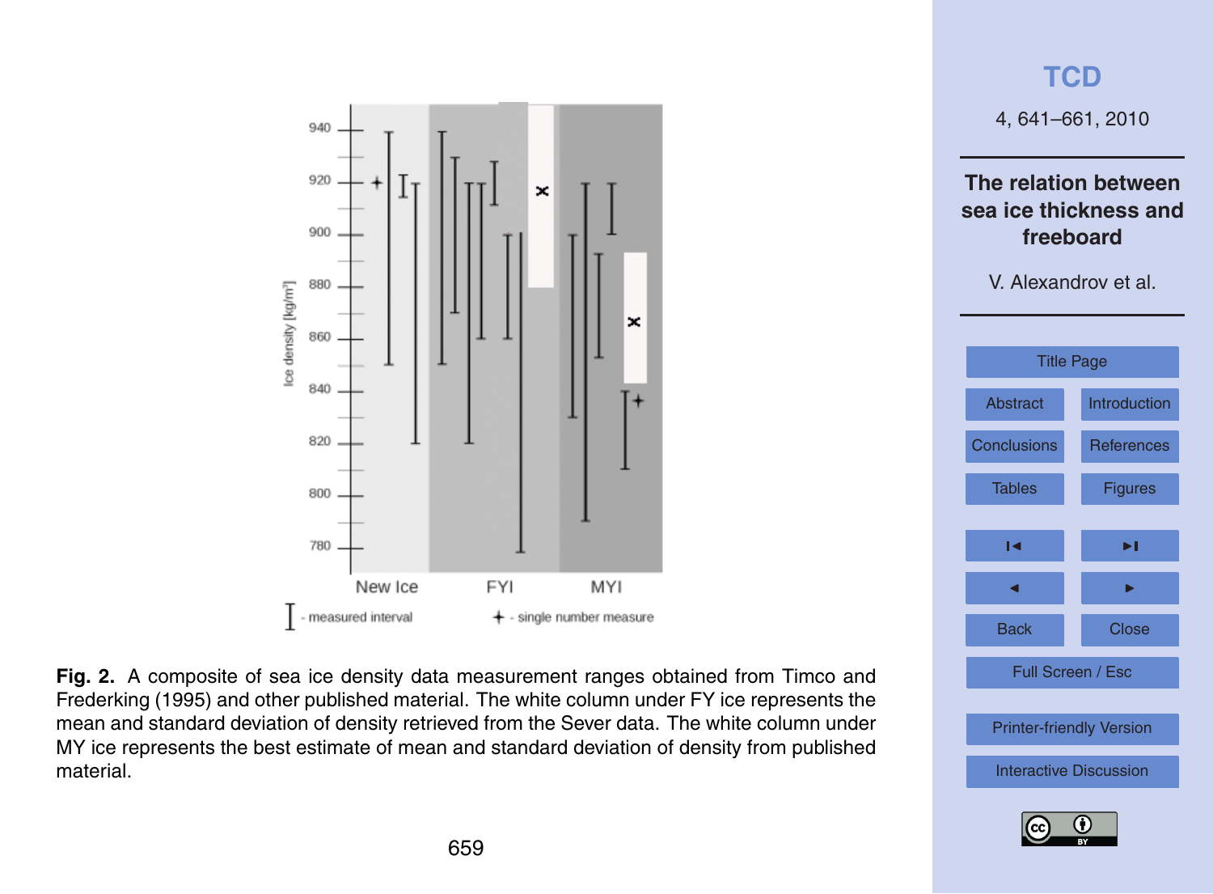940
920
900
880
860
840
820
800
780

Ice density [kg/m³]

New Ice
FYI
MYI

- measured interval
- single number measure

**Fig. 2.** A composite of sea ice density data measurement ranges obtained from Timco and Frederking (1995) and other published material. The white column under FY ice represents the mean and standard deviation of density retrieved from the Sever data. The white column under MY ice represents the best estimate of mean and standard deviation of density from published material.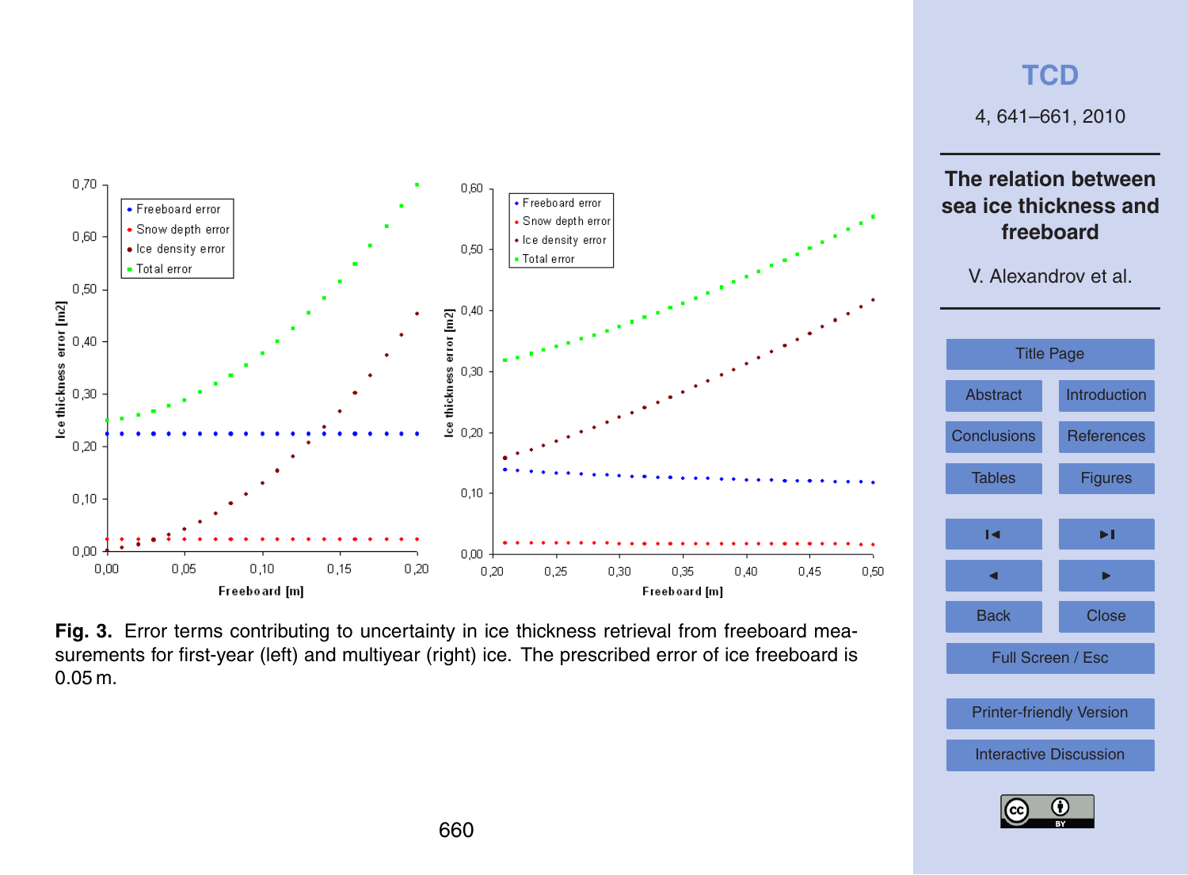0,70
0,60
0,50
0,40
0,30
0,20
0,10
0,00

Ice thickness error [m2]

0,00 0,05 0,10 0,15 0,20

Freeboard [m]

- Freeboard error
- Snow depth error
- Ice density error
- Total error

0,60
0,50
0,40
0,30
0,20
0,10
0,00

Ice thickness error [m2]

0,20 0,25 0,30 0,35 0,40 0,45 0,50

Freeboard [m]

- Freeboard error
- Snow depth error
- Ice density error
- Total error

**Fig. 3.** Error terms contributing to uncertainty in ice thickness retrieval from freeboard measurements for first-year (left) and multiyear (right) ice. The prescribed error of ice freeboard is 0.05 m.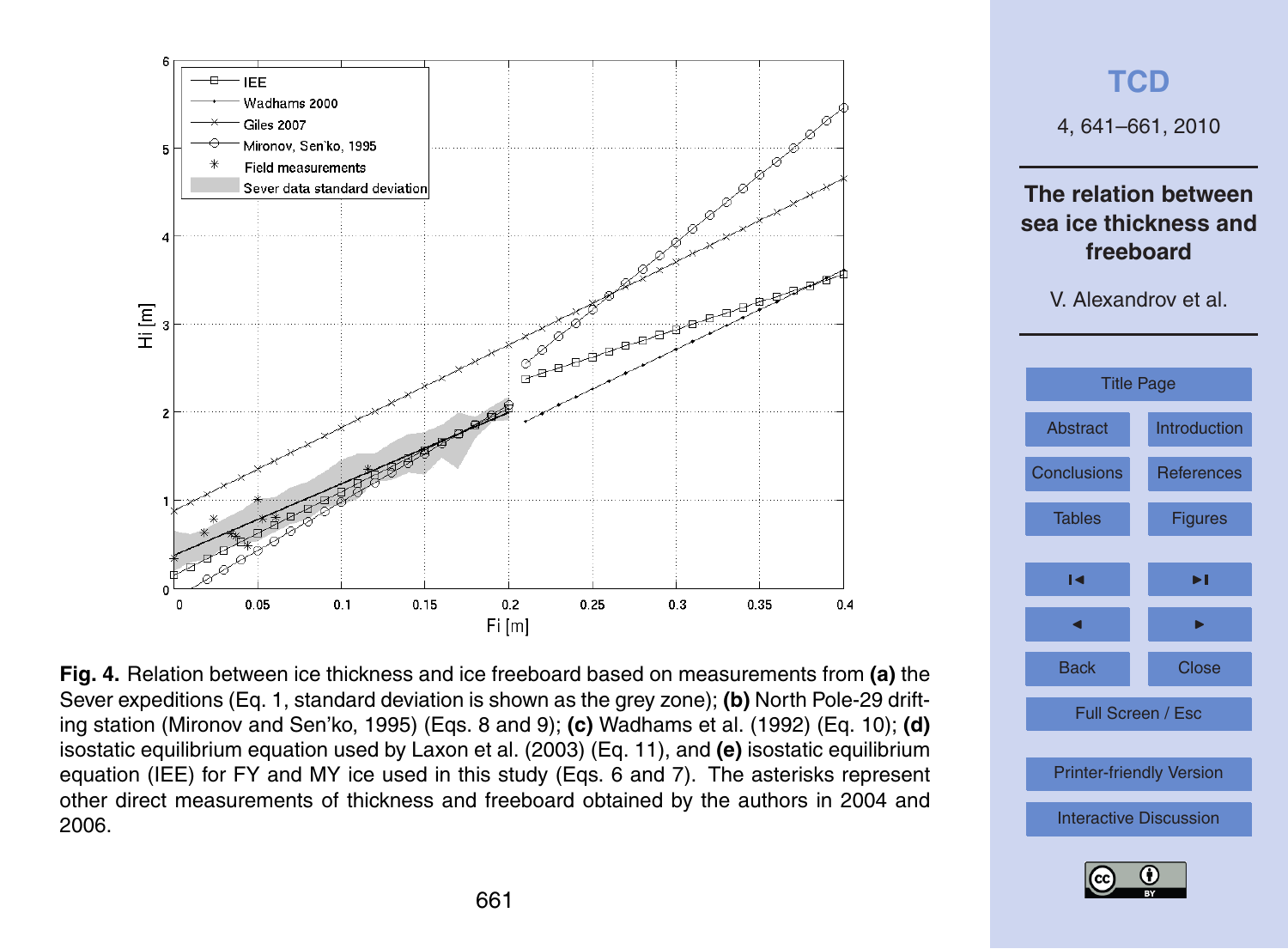IEE
Wadhams 2000
Giles 2007
Mironov, Sen'ko, 1995
Field measurements
Sever data standard deviation

Hi [m]

Fi [m]

0
0.05
0.1
0.15
0.2
0.25
0.3
0.35
0.4

0
1
2
3
4
5
6

**Fig. 4.** Relation between ice thickness and ice freeboard based on measurements from **(a)** the Sever expeditions (Eq. 1, standard deviation is shown as the grey zone); **(b)** North Pole-29 drifting station (Mironov and Sen'ko, 1995) (Eqs. 8 and 9); **(c)** Wadhams et al. (1992) (Eq. 10); **(d)** isostatic equilibrium equation used by Laxon et al. (2003) (Eq. 11), and **(e)** isostatic equilibrium equation (IEE) for FY and MY ice used in this study (Eqs. 6 and 7). The asterisks represent other direct measurements of thickness and freeboard obtained by the authors in 2004 and 2006.